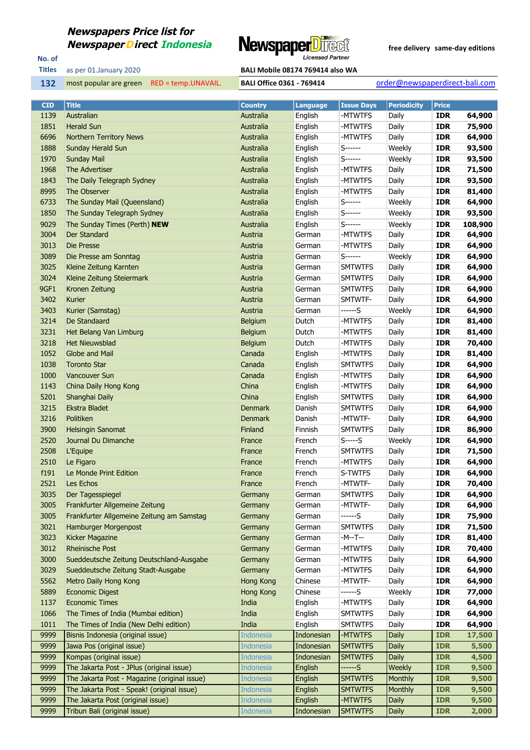**Newspapers Price list for**
**NewspaperDirect Indonesia**

**NewspaperDirect** Licensed Partner

free delivery same-day editions

No. of Titles: **132**

as per 01.January 2020

most popular are green RED = temp.UNAVAIL.

BALI Mobile 08174 769414 also WA

BALI Office 0361 - 769414

order@newspaperdirect-bali.com

| CID | Title | Country | Language | Issue Days | Periodicity | Price | |
|---|---|---|---|---|---|---|---|
| 1139 | Australian | Australia | English | -MTWTFS | Daily | IDR | 64,900 |
| 1851 | Herald Sun | Australia | English | -MTWTFS | Daily | IDR | 75,900 |
| 6696 | Northern Territory News | Australia | English | -MTWTFS | Daily | IDR | 64,900 |
| 1888 | Sunday Herald Sun | Australia | English | S------ | Weekly | IDR | 93,500 |
| 1970 | Sunday Mail | Australia | English | S------ | Weekly | IDR | 93,500 |
| 1968 | The Advertiser | Australia | English | -MTWTFS | Daily | IDR | 71,500 |
| 1843 | The Daily Telegraph Sydney | Australia | English | -MTWTFS | Daily | IDR | 93,500 |
| 8995 | The Observer | Australia | English | -MTWTFS | Daily | IDR | 81,400 |
| 6733 | The Sunday Mail (Queensland) | Australia | English | S------ | Weekly | IDR | 64,900 |
| 1850 | The Sunday Telegraph Sydney | Australia | English | S------ | Weekly | IDR | 93,500 |
| 9029 | The Sunday Times (Perth) **NEW** | Australia | English | S------ | Weekly | IDR | 108,900 |
| 3004 | Der Standard | Austria | German | -MTWTFS | Daily | IDR | 64,900 |
| 3013 | Die Presse | Austria | German | -MTWTFS | Daily | IDR | 64,900 |
| 3089 | Die Presse am Sonntag | Austria | German | S------ | Weekly | IDR | 64,900 |
| 3025 | Kleine Zeitung Karnten | Austria | German | SMTWTFS | Daily | IDR | 64,900 |
| 3024 | Kleine Zeitung Steiermark | Austria | German | SMTWTFS | Daily | IDR | 64,900 |
| 9GF1 | Kronen Zeitung | Austria | German | SMTWTFS | Daily | IDR | 64,900 |
| 3402 | Kurier | Austria | German | SMTWTF- | Daily | IDR | 64,900 |
| 3403 | Kurier (Samstag) | Austria | German | ------S | Weekly | IDR | 64,900 |
| 3214 | De Standaard | Belgium | Dutch | -MTWTFS | Daily | IDR | 81,400 |
| 3231 | Het Belang Van Limburg | Belgium | Dutch | -MTWTFS | Daily | IDR | 81,400 |
| 3218 | Het Nieuwsblad | Belgium | Dutch | -MTWTFS | Daily | IDR | 70,400 |
| 1052 | Globe and Mail | Canada | English | -MTWTFS | Daily | IDR | 81,400 |
| 1038 | Toronto Star | Canada | English | SMTWTFS | Daily | IDR | 64,900 |
| 1000 | Vancouver Sun | Canada | English | -MTWTFS | Daily | IDR | 64,900 |
| 1143 | China Daily Hong Kong | China | English | -MTWTFS | Daily | IDR | 64,900 |
| 5201 | Shanghai Daily | China | English | SMTWTFS | Daily | IDR | 64,900 |
| 3215 | Ekstra Bladet | Denmark | Danish | SMTWTFS | Daily | IDR | 64,900 |
| 3216 | Politiken | Denmark | Danish | -MTWTF- | Daily | IDR | 64,900 |
| 3900 | Helsingin Sanomat | Finland | Finnish | SMTWTFS | Daily | IDR | 86,900 |
| 2520 | Journal Du Dimanche | France | French | S-----S | Weekly | IDR | 64,900 |
| 2508 | L'Equipe | France | French | SMTWTFS | Daily | IDR | 71,500 |
| 2510 | Le Figaro | France | French | -MTWTFS | Daily | IDR | 64,900 |
| f191 | Le Monde Print Edition | France | French | S-TWTFS | Daily | IDR | 64,900 |
| 2521 | Les Echos | France | French | -MTWTF- | Daily | IDR | 70,400 |
| 3035 | Der Tagesspiegel | Germany | German | SMTWTFS | Daily | IDR | 64,900 |
| 3005 | Frankfurter Allgemeine Zeitung | Germany | German | -MTWTF- | Daily | IDR | 64,900 |
| 3005 | Frankfurter Allgemeine Zeitung am Samstag | Germany | German | ------S | Daily | IDR | 75,900 |
| 3021 | Hamburger Morgenpost | Germany | German | SMTWTFS | Daily | IDR | 71,500 |
| 3023 | Kicker Magazine | Germany | German | -M--T-- | Daily | IDR | 81,400 |
| 3012 | Rheinische Post | Germany | German | -MTWTFS | Daily | IDR | 70,400 |
| 3000 | Sueddeutsche Zeitung Deutschland-Ausgabe | Germany | German | -MTWTFS | Daily | IDR | 64,900 |
| 3029 | Sueddeutsche Zeitung Stadt-Ausgabe | Germany | German | -MTWTFS | Daily | IDR | 64,900 |
| 5562 | Metro Daily Hong Kong | Hong Kong | Chinese | -MTWTF- | Daily | IDR | 64,900 |
| 5889 | Economic Digest | Hong Kong | Chinese | ------S | Weekly | IDR | 77,000 |
| 1137 | Economic Times | India | English | -MTWTFS | Daily | IDR | 64,900 |
| 1066 | The Times of India (Mumbai edition) | India | English | SMTWTFS | Daily | IDR | 64,900 |
| 1011 | The Times of India (New Delhi edition) | India | English | SMTWTFS | Daily | IDR | 64,900 |
| 9999 | Bisnis Indonesia (original issue) | Indonesia | Indonesian | -MTWTFS | Daily | IDR | 17,500 |
| 9999 | Jawa Pos (original issue) | Indonesia | Indonesian | SMTWTFS | Daily | IDR | 5,500 |
| 9999 | Kompas (original issue) | Indonesia | Indonesian | SMTWTFS | Daily | IDR | 4,500 |
| 9999 | The Jakarta Post - JPlus (original issue) | Indonesia | English | ------S | Weekly | IDR | 9,500 |
| 9999 | The Jakarta Post - Magazine (original issue) | Indonesia | English | SMTWTFS | Monthly | IDR | 9,500 |
| 9999 | The Jakarta Post - Speak! (original issue) | Indonesia | English | SMTWTFS | Monthly | IDR | 9,500 |
| 9999 | The Jakarta Post (original issue) | Indonesia | English | -MTWTFS | Daily | IDR | 9,500 |
| 9999 | Tribun Bali (original issue) | Indonesia | Indonesian | SMTWTFS | Daily | IDR | 2,000 |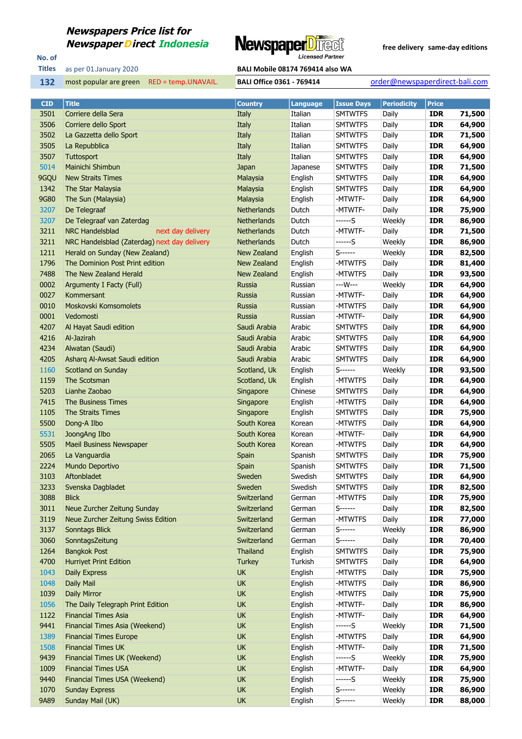**Newspapers Price list for NewspaperDirect Indonesia**

NewspaperDirect Licensed Partner

free delivery same-day editions

| No. of Titles | as per 01.January 2020 | BALI Mobile 08174 769414 also WA |
|---|---|---|
| 132 | most popular are green RED = temp.UNAVAIL. | BALI Office 0361 - 769414 order@newspaperdirect-bali.com |

| CID | Title | Country | Language | Issue Days | Periodicity | Price | |
|---|---|---|---|---|---|---|---|
| 3501 | Corriere della Sera | Italy | Italian | SMTWTFS | Daily | IDR | 71,500 |
| 3506 | Corriere dello Sport | Italy | Italian | SMTWTFS | Daily | IDR | 64,900 |
| 3502 | La Gazzetta dello Sport | Italy | Italian | SMTWTFS | Daily | IDR | 71,500 |
| 3505 | La Repubblica | Italy | Italian | SMTWTFS | Daily | IDR | 64,900 |
| 3507 | Tuttosport | Italy | Italian | SMTWTFS | Daily | IDR | 64,900 |
| 5014 | Mainichi Shimbun | Japan | Japanese | SMTWTFS | Daily | IDR | 71,500 |
| 9GQU | New Straits Times | Malaysia | English | SMTWTFS | Daily | IDR | 64,900 |
| 1342 | The Star Malaysia | Malaysia | English | SMTWTFS | Daily | IDR | 64,900 |
| 9G80 | The Sun (Malaysia) | Malaysia | English | -MTWTF- | Daily | IDR | 64,900 |
| 3207 | De Telegraaf | Netherlands | Dutch | -MTWTF- | Daily | IDR | 75,900 |
| 3207 | De Telegraaf van Zaterdag | Netherlands | Dutch | ------S | Weekly | IDR | 86,900 |
| 3211 | NRC Handelsblad next day delivery | Netherlands | Dutch | -MTWTF- | Daily | IDR | 71,500 |
| 3211 | NRC Handelsblad (Zaterdag) next day delivery | Netherlands | Dutch | ------S | Weekly | IDR | 86,900 |
| 1211 | Herald on Sunday (New Zealand) | New Zealand | English | S------ | Weekly | IDR | 82,500 |
| 1796 | The Dominion Post Print edition | New Zealand | English | -MTWTFS | Daily | IDR | 81,400 |
| 7488 | The New Zealand Herald | New Zealand | English | -MTWTFS | Daily | IDR | 93,500 |
| 0002 | Argumenty I Facty (Full) | Russia | Russian | ---W--- | Weekly | IDR | 64,900 |
| 0027 | Kommersant | Russia | Russian | -MTWTF- | Daily | IDR | 64,900 |
| 0010 | Moskovski Komsomolets | Russia | Russian | -MTWTFS | Daily | IDR | 64,900 |
| 0001 | Vedomosti | Russia | Russian | -MTWTF- | Daily | IDR | 64,900 |
| 4207 | Al Hayat Saudi edition | Saudi Arabia | Arabic | SMTWTFS | Daily | IDR | 64,900 |
| 4216 | Al-Jazirah | Saudi Arabia | Arabic | SMTWTFS | Daily | IDR | 64,900 |
| 4234 | Alwatan (Saudi) | Saudi Arabia | Arabic | SMTWTFS | Daily | IDR | 64,900 |
| 4205 | Asharq Al-Awsat Saudi edition | Saudi Arabia | Arabic | SMTWTFS | Daily | IDR | 64,900 |
| 1160 | Scotland on Sunday | Scotland, Uk | English | S------ | Weekly | IDR | 93,500 |
| 1159 | The Scotsman | Scotland, Uk | English | -MTWTFS | Daily | IDR | 64,900 |
| 5203 | Lianhe Zaobao | Singapore | Chinese | SMTWTFS | Daily | IDR | 64,900 |
| 7415 | The Business Times | Singapore | English | -MTWTFS | Daily | IDR | 64,900 |
| 1105 | The Straits Times | Singapore | English | SMTWTFS | Daily | IDR | 75,900 |
| 5500 | Dong-A Ilbo | South Korea | Korean | -MTWTFS | Daily | IDR | 64,900 |
| 5531 | JoongAng Ilbo | South Korea | Korean | -MTWTF- | Daily | IDR | 64,900 |
| 5505 | Maeil Business Newspaper | South Korea | Korean | -MTWTFS | Daily | IDR | 64,900 |
| 2065 | La Vanguardia | Spain | Spanish | SMTWTFS | Daily | IDR | 75,900 |
| 2224 | Mundo Deportivo | Spain | Spanish | SMTWTFS | Daily | IDR | 71,500 |
| 3103 | Aftonbladet | Sweden | Swedish | SMTWTFS | Daily | IDR | 64,900 |
| 3233 | Svenska Dagbladet | Sweden | Swedish | SMTWTFS | Daily | IDR | 82,500 |
| 3088 | Blick | Switzerland | German | -MTWTFS | Daily | IDR | 75,900 |
| 3011 | Neue Zurcher Zeitung Sunday | Switzerland | German | S------ | Daily | IDR | 82,500 |
| 3119 | Neue Zurcher Zeitung Swiss Edition | Switzerland | German | -MTWTFS | Daily | IDR | 77,000 |
| 3137 | Sonntags Blick | Switzerland | German | S------ | Weekly | IDR | 86,900 |
| 3060 | SonntagsZeitung | Switzerland | German | S------ | Daily | IDR | 70,400 |
| 1264 | Bangkok Post | Thailand | English | SMTWTFS | Daily | IDR | 75,900 |
| 4700 | Hurriyet Print Edition | Turkey | Turkish | SMTWTFS | Daily | IDR | 64,900 |
| 1043 | Daily Express | UK | English | -MTWTFS | Daily | IDR | 75,900 |
| 1048 | Daily Mail | UK | English | -MTWTFS | Daily | IDR | 86,900 |
| 1039 | Daily Mirror | UK | English | -MTWTFS | Daily | IDR | 75,900 |
| 1056 | The Daily Telegraph Print Edition | UK | English | -MTWTF- | Daily | IDR | 86,900 |
| 1122 | Financial Times Asia | UK | English | -MTWTF- | Daily | IDR | 64,900 |
| 9441 | Financial Times Asia (Weekend) | UK | English | ------S | Weekly | IDR | 71,500 |
| 1389 | Financial Times Europe | UK | English | -MTWTFS | Daily | IDR | 64,900 |
| 1508 | Financial Times UK | UK | English | -MTWTF- | Daily | IDR | 71,500 |
| 9439 | Financial Times UK (Weekend) | UK | English | ------S | Weekly | IDR | 75,900 |
| 1009 | Financial Times USA | UK | English | -MTWTF- | Daily | IDR | 64,900 |
| 9440 | Financial Times USA (Weekend) | UK | English | ------S | Weekly | IDR | 75,900 |
| 1070 | Sunday Express | UK | English | S------ | Weekly | IDR | 86,900 |
| 9A89 | Sunday Mail (UK) | UK | English | S------ | Weekly | IDR | 88,000 |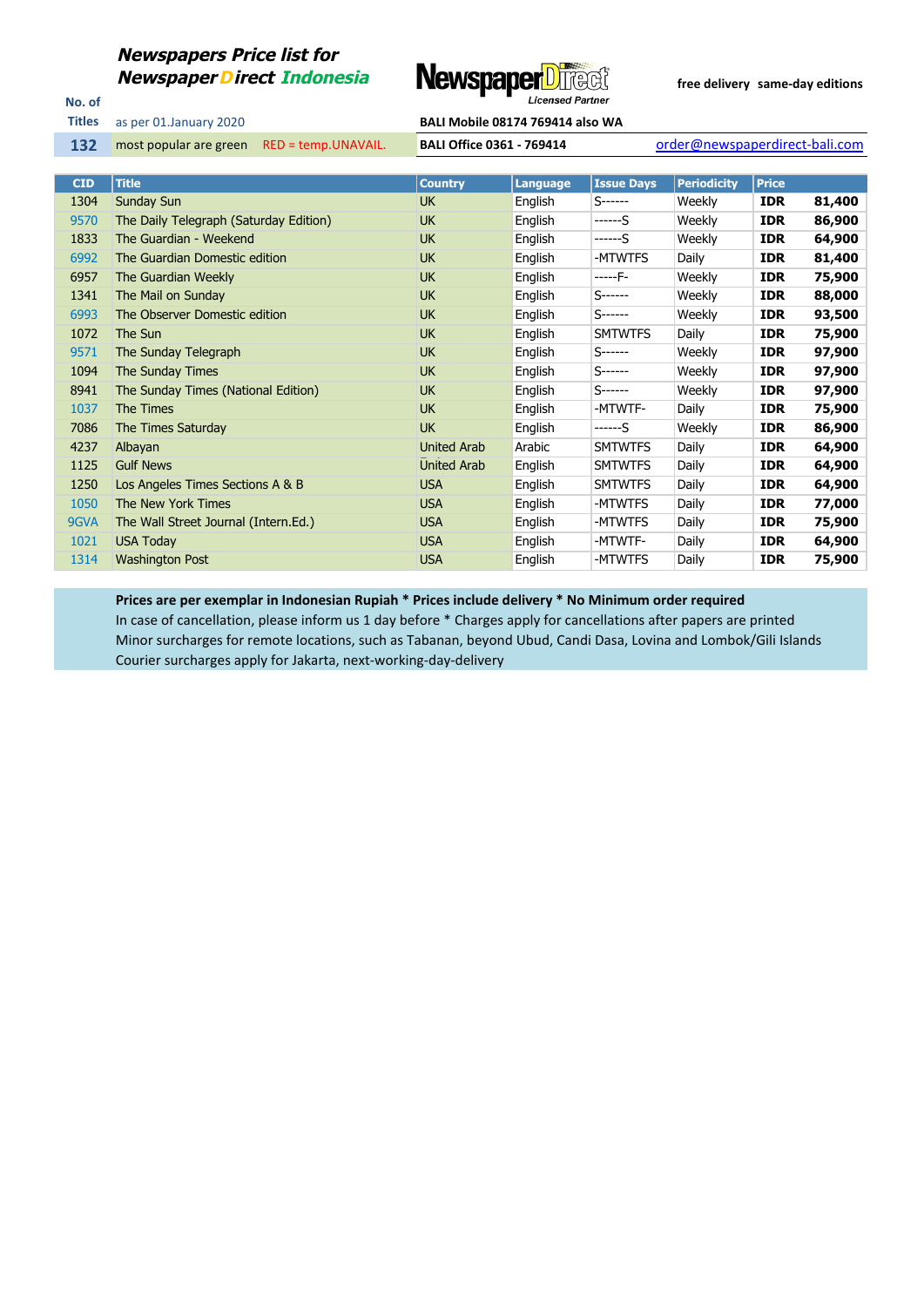**Newspapers Price list for Newspaper Direct Indonesia**

NewspaperDirect Licensed Partner

free delivery same-day editions

| No. of Titles | as per 01.January 2020 | BALI Mobile 08174 769414 also WA | |
|---|---|---|---|
| 132 | most popular are green RED = temp.UNAVAIL. | BALI Office 0361 - 769414 | order@newspaperdirect-bali.com |

| CID | Title | Country | Language | Issue Days | Periodicity | Price | |
|---|---|---|---|---|---|---|---|
| 1304 | Sunday Sun | UK | English | S------ | Weekly | IDR | 81,400 |
| 9570 | The Daily Telegraph (Saturday Edition) | UK | English | ------S | Weekly | IDR | 86,900 |
| 1833 | The Guardian - Weekend | UK | English | ------S | Weekly | IDR | 64,900 |
| 6992 | The Guardian Domestic edition | UK | English | -MTWTFS | Daily | IDR | 81,400 |
| 6957 | The Guardian Weekly | UK | English | -----F- | Weekly | IDR | 75,900 |
| 1341 | The Mail on Sunday | UK | English | S------ | Weekly | IDR | 88,000 |
| 6993 | The Observer Domestic edition | UK | English | S------ | Weekly | IDR | 93,500 |
| 1072 | The Sun | UK | English | SMTWTFS | Daily | IDR | 75,900 |
| 9571 | The Sunday Telegraph | UK | English | S------ | Weekly | IDR | 97,900 |
| 1094 | The Sunday Times | UK | English | S------ | Weekly | IDR | 97,900 |
| 8941 | The Sunday Times (National Edition) | UK | English | S------ | Weekly | IDR | 97,900 |
| 1037 | The Times | UK | English | -MTWTF- | Daily | IDR | 75,900 |
| 7086 | The Times Saturday | UK | English | ------S | Weekly | IDR | 86,900 |
| 4237 | Albayan | United Arab | Arabic | SMTWTFS | Daily | IDR | 64,900 |
| 1125 | Gulf News | United Arab | English | SMTWTFS | Daily | IDR | 64,900 |
| 1250 | Los Angeles Times Sections A & B | USA | English | SMTWTFS | Daily | IDR | 64,900 |
| 1050 | The New York Times | USA | English | -MTWTFS | Daily | IDR | 77,000 |
| 9GVA | The Wall Street Journal (Intern.Ed.) | USA | English | -MTWTFS | Daily | IDR | 75,900 |
| 1021 | USA Today | USA | English | -MTWTF- | Daily | IDR | 64,900 |
| 1314 | Washington Post | USA | English | -MTWTFS | Daily | IDR | 75,900 |

**Prices are per exemplar in Indonesian Rupiah * Prices include delivery * No Minimum order required**
In case of cancellation, please inform us 1 day before * Charges apply for cancellations after papers are printed
Minor surcharges for remote locations, such as Tabanan, beyond Ubud, Candi Dasa, Lovina and Lombok/Gili Islands
Courier surcharges apply for Jakarta, next-working-day-delivery